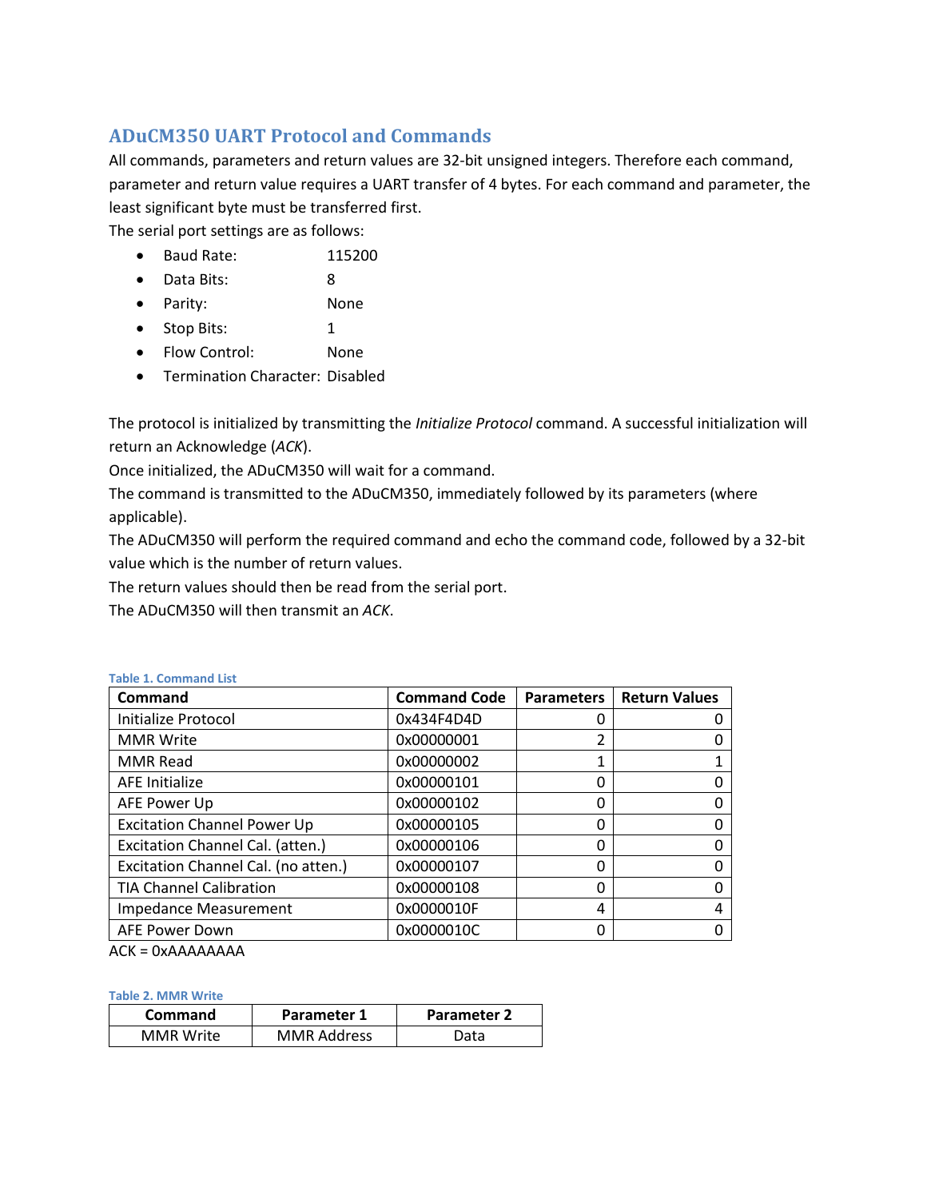## ADuCM350 UART Protocol and Commands

All commands, parameters and return values are 32-bit unsigned integers. Therefore each command, parameter and return value requires a UART transfer of 4 bytes. For each command and parameter, the least significant byte must be transferred first.

The serial port settings are as follows:

- Baud Rate: 115200
- Data Bits: 8
- Parity: None
- Stop Bits: 1
- Flow Control: None
- Termination Character: Disabled

The protocol is initialized by transmitting the *Initialize Protocol* command. A successful initialization will return an Acknowledge (*ACK*).

Once initialized, the ADuCM350 will wait for a command.

The command is transmitted to the ADuCM350, immediately followed by its parameters (where applicable).

The ADuCM350 will perform the required command and echo the command code, followed by a 32-bit value which is the number of return values.

The return values should then be read from the serial port.

The ADuCM350 will then transmit an *ACK*.

**Table 1. Command List**

| Command | Command Code | Parameters | Return Values |
|---|---|---|---|
| Initialize Protocol | 0x434F4D4D | 0 | 0 |
| MMR Write | 0x00000001 | 2 | 0 |
| MMR Read | 0x00000002 | 1 | 1 |
| AFE Initialize | 0x00000101 | 0 | 0 |
| AFE Power Up | 0x00000102 | 0 | 0 |
| Excitation Channel Power Up | 0x00000105 | 0 | 0 |
| Excitation Channel Cal. (atten.) | 0x00000106 | 0 | 0 |
| Excitation Channel Cal. (no atten.) | 0x00000107 | 0 | 0 |
| TIA Channel Calibration | 0x00000108 | 0 | 0 |
| Impedance Measurement | 0x0000010F | 4 | 4 |
| AFE Power Down | 0x0000010C | 0 | 0 |

ACK = 0xAAAAAAAA

**Table 2. MMR Write**

| Command | Parameter 1 | Parameter 2 |
|---|---|---|
| MMR Write | MMR Address | Data |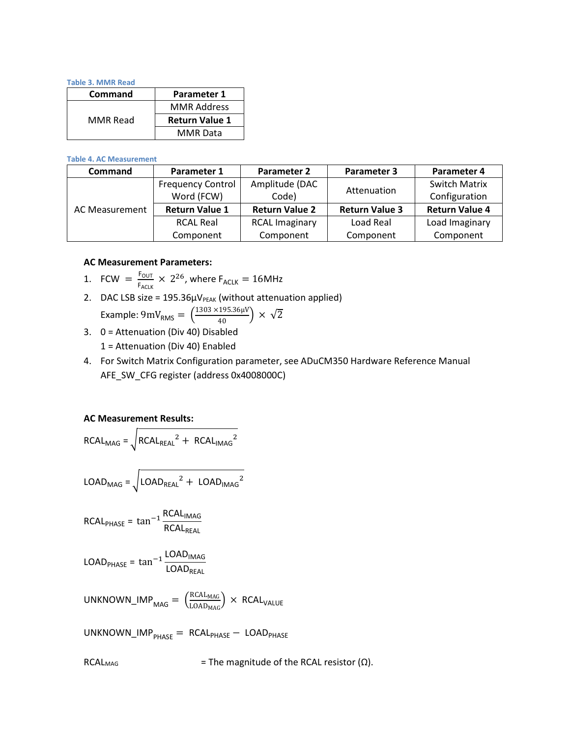Table 3. MMR Read

| Command | Parameter 1 |
|---|---|
| MMR Read | MMR Address |
| | **Return Value 1** |
| | MMR Data |

Table 4. AC Measurement

| Command | Parameter 1 | Parameter 2 | Parameter 3 | Parameter 4 |
|---|---|---|---|---|
| AC Measurement | Frequency Control Word (FCW) | Amplitude (DAC Code) | Attenuation | Switch Matrix Configuration |
| | **Return Value 1** | **Return Value 2** | **Return Value 3** | **Return Value 4** |
| | RCAL Real Component | RCAL Imaginary Component | Load Real Component | Load Imaginary Component |

**AC Measurement Parameters:**

1. $\text{FCW} = \frac{F_{OUT}}{F_{ACLK}} \times 2^{26}$, where $F_{ACLK} = 16\text{MHz}$
2. DAC LSB size = 195.36µ$V_{PEAK}$ (without attenuation applied)

   Example: $9\text{mV}_{RMS} = \left(\frac{1303 \times 195.36\mu\text{V}}{40}\right) \times \sqrt{2}$
3. 0 = Attenuation (Div 40) Disabled

   1 = Attenuation (Div 40) Enabled
4. For Switch Matrix Configuration parameter, see ADuCM350 Hardware Reference Manual AFE_SW_CFG register (address 0x4008000C)

**AC Measurement Results:**

$$RCAL_{MAG} = \sqrt{RCAL_{REAL}^2 + RCAL_{IMAG}^2}$$

$$LOAD_{MAG} = \sqrt{LOAD_{REAL}^2 + LOAD_{IMAG}^2}$$

$$RCAL_{PHASE} = \tan^{-1}\frac{RCAL_{IMAG}}{RCAL_{REAL}}$$

$$LOAD_{PHASE} = \tan^{-1}\frac{LOAD_{IMAG}}{LOAD_{REAL}}$$

$$UNKNOWN\_IMP_{MAG} = \left(\frac{RCAL_{MAG}}{LOAD_{MAG}}\right) \times RCAL_{VALUE}$$

$$UNKNOWN\_IMP_{PHASE} = RCAL_{PHASE} - LOAD_{PHASE}$$

$RCAL_{MAG}$ = The magnitude of the RCAL resistor (Ω).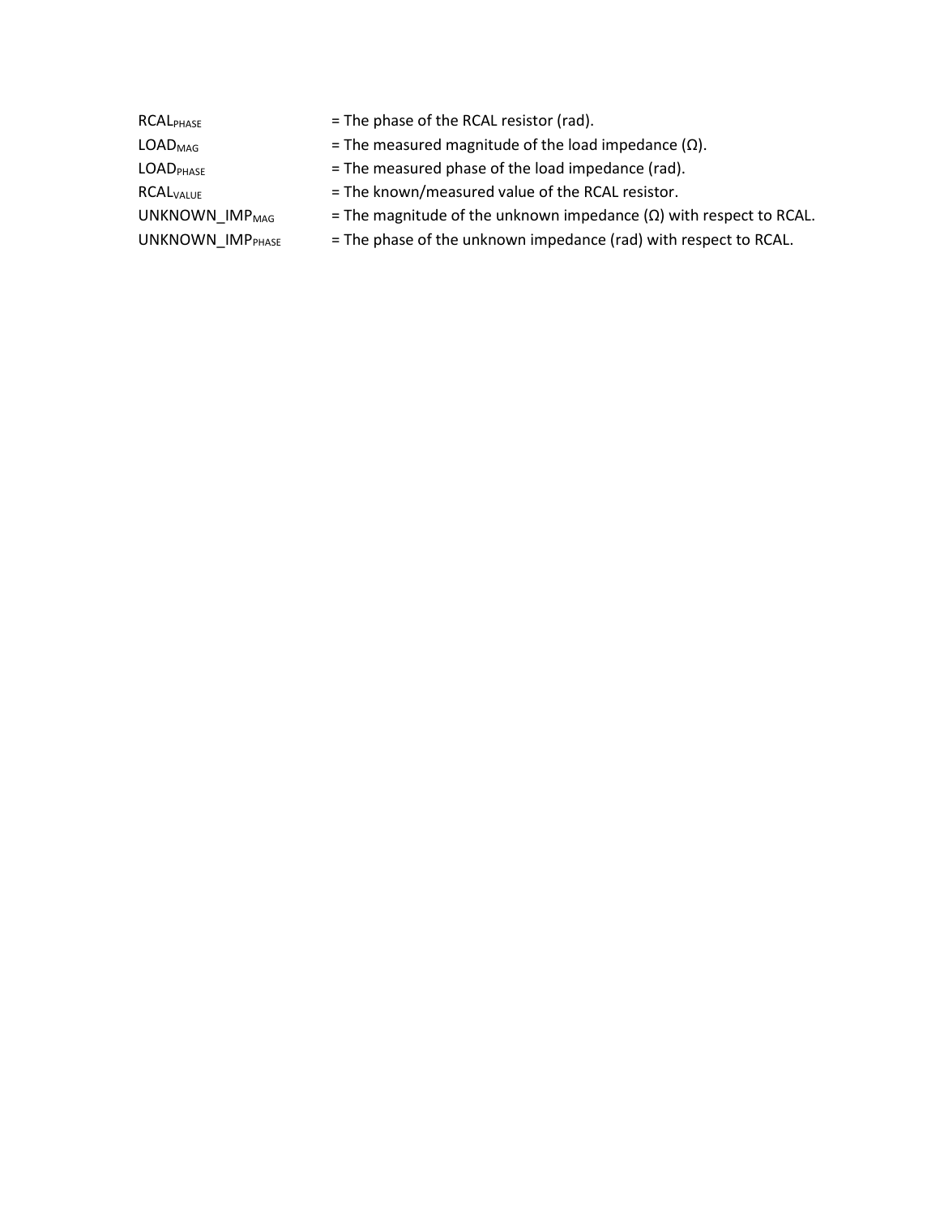$RCAL_{PHASE}$ = The phase of the RCAL resistor (rad).

$LOAD_{MAG}$ = The measured magnitude of the load impedance (Ω).

$LOAD_{PHASE}$ = The measured phase of the load impedance (rad).

$RCAL_{VALUE}$ = The known/measured value of the RCAL resistor.

$UNKNOWN\_IMP_{MAG}$ = The magnitude of the unknown impedance (Ω) with respect to RCAL.

$UNKNOWN\_IMP_{PHASE}$ = The phase of the unknown impedance (rad) with respect to RCAL.